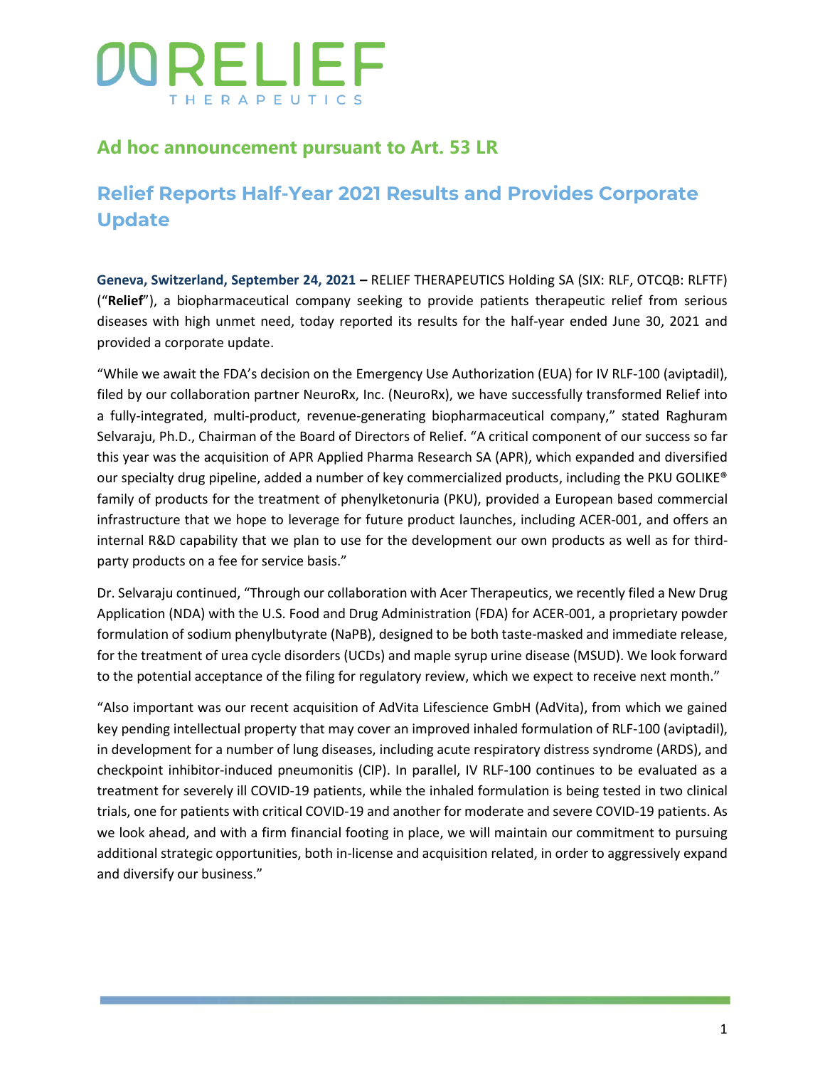# RELIEF THERAPEUTICS

## Ad hoc announcement pursuant to Art. 53 LR

# Relief Reports Half-Year 2021 Results and Provides Corporate Update

**Geneva, Switzerland, September 24, 2021 –** RELIEF THERAPEUTICS Holding SA (SIX: RLF, OTCQB: RLFTF) ("**Relief**"), a biopharmaceutical company seeking to provide patients therapeutic relief from serious diseases with high unmet need, today reported its results for the half-year ended June 30, 2021 and provided a corporate update.

"While we await the FDA's decision on the Emergency Use Authorization (EUA) for IV RLF-100 (aviptadil), filed by our collaboration partner NeuroRx, Inc. (NeuroRx), we have successfully transformed Relief into a fully-integrated, multi-product, revenue-generating biopharmaceutical company," stated Raghuram Selvaraju, Ph.D., Chairman of the Board of Directors of Relief. "A critical component of our success so far this year was the acquisition of APR Applied Pharma Research SA (APR), which expanded and diversified our specialty drug pipeline, added a number of key commercialized products, including the PKU GOLIKE® family of products for the treatment of phenylketonuria (PKU), provided a European based commercial infrastructure that we hope to leverage for future product launches, including ACER-001, and offers an internal R&D capability that we plan to use for the development our own products as well as for third-party products on a fee for service basis."

Dr. Selvaraju continued, "Through our collaboration with Acer Therapeutics, we recently filed a New Drug Application (NDA) with the U.S. Food and Drug Administration (FDA) for ACER-001, a proprietary powder formulation of sodium phenylbutyrate (NaPB), designed to be both taste-masked and immediate release, for the treatment of urea cycle disorders (UCDs) and maple syrup urine disease (MSUD). We look forward to the potential acceptance of the filing for regulatory review, which we expect to receive next month."

"Also important was our recent acquisition of AdVita Lifescience GmbH (AdVita), from which we gained key pending intellectual property that may cover an improved inhaled formulation of RLF-100 (aviptadil), in development for a number of lung diseases, including acute respiratory distress syndrome (ARDS), and checkpoint inhibitor-induced pneumonitis (CIP). In parallel, IV RLF-100 continues to be evaluated as a treatment for severely ill COVID-19 patients, while the inhaled formulation is being tested in two clinical trials, one for patients with critical COVID-19 and another for moderate and severe COVID-19 patients. As we look ahead, and with a firm financial footing in place, we will maintain our commitment to pursuing additional strategic opportunities, both in-license and acquisition related, in order to aggressively expand and diversify our business."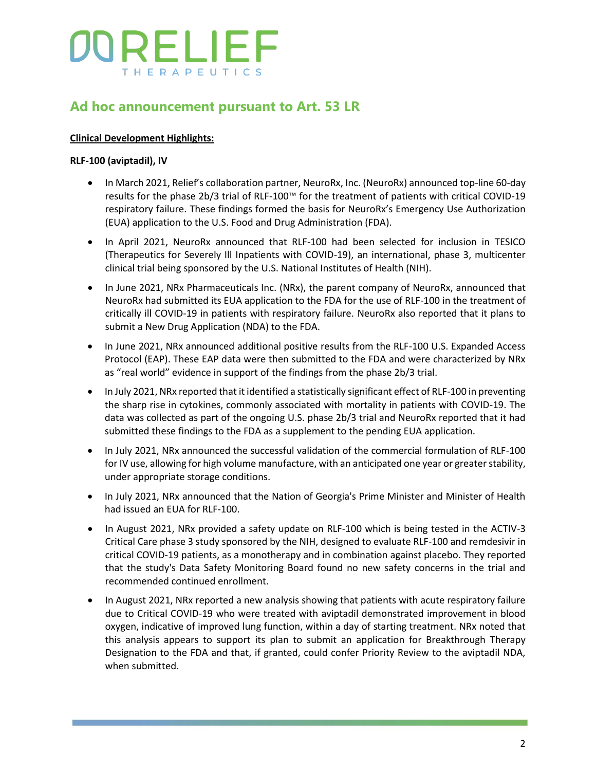## Ad hoc announcement pursuant to Art. 53 LR

**Clinical Development Highlights:**

**RLF-100 (aviptadil), IV**

- In March 2021, Relief's collaboration partner, NeuroRx, Inc. (NeuroRx) announced top-line 60-day results for the phase 2b/3 trial of RLF-100™ for the treatment of patients with critical COVID-19 respiratory failure. These findings formed the basis for NeuroRx's Emergency Use Authorization (EUA) application to the U.S. Food and Drug Administration (FDA).
- In April 2021, NeuroRx announced that RLF-100 had been selected for inclusion in TESICO (Therapeutics for Severely Ill Inpatients with COVID-19), an international, phase 3, multicenter clinical trial being sponsored by the U.S. National Institutes of Health (NIH).
- In June 2021, NRx Pharmaceuticals Inc. (NRx), the parent company of NeuroRx, announced that NeuroRx had submitted its EUA application to the FDA for the use of RLF-100 in the treatment of critically ill COVID-19 in patients with respiratory failure. NeuroRx also reported that it plans to submit a New Drug Application (NDA) to the FDA.
- In June 2021, NRx announced additional positive results from the RLF-100 U.S. Expanded Access Protocol (EAP). These EAP data were then submitted to the FDA and were characterized by NRx as "real world" evidence in support of the findings from the phase 2b/3 trial.
- In July 2021, NRx reported that it identified a statistically significant effect of RLF-100 in preventing the sharp rise in cytokines, commonly associated with mortality in patients with COVID-19. The data was collected as part of the ongoing U.S. phase 2b/3 trial and NeuroRx reported that it had submitted these findings to the FDA as a supplement to the pending EUA application.
- In July 2021, NRx announced the successful validation of the commercial formulation of RLF-100 for IV use, allowing for high volume manufacture, with an anticipated one year or greater stability, under appropriate storage conditions.
- In July 2021, NRx announced that the Nation of Georgia's Prime Minister and Minister of Health had issued an EUA for RLF-100.
- In August 2021, NRx provided a safety update on RLF-100 which is being tested in the ACTIV-3 Critical Care phase 3 study sponsored by the NIH, designed to evaluate RLF-100 and remdesivir in critical COVID-19 patients, as a monotherapy and in combination against placebo. They reported that the study's Data Safety Monitoring Board found no new safety concerns in the trial and recommended continued enrollment.
- In August 2021, NRx reported a new analysis showing that patients with acute respiratory failure due to Critical COVID-19 who were treated with aviptadil demonstrated improvement in blood oxygen, indicative of improved lung function, within a day of starting treatment. NRx noted that this analysis appears to support its plan to submit an application for Breakthrough Therapy Designation to the FDA and that, if granted, could confer Priority Review to the aviptadil NDA, when submitted.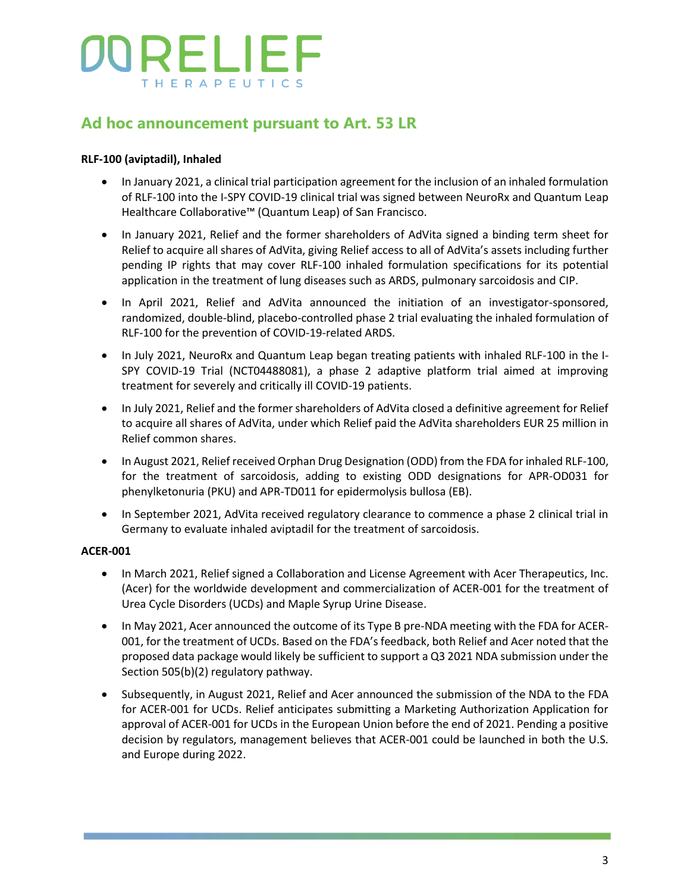## Ad hoc announcement pursuant to Art. 53 LR

**RLF-100 (aviptadil), Inhaled**

- In January 2021, a clinical trial participation agreement for the inclusion of an inhaled formulation of RLF-100 into the I-SPY COVID-19 clinical trial was signed between NeuroRx and Quantum Leap Healthcare Collaborative™ (Quantum Leap) of San Francisco.
- In January 2021, Relief and the former shareholders of AdVita signed a binding term sheet for Relief to acquire all shares of AdVita, giving Relief access to all of AdVita's assets including further pending IP rights that may cover RLF-100 inhaled formulation specifications for its potential application in the treatment of lung diseases such as ARDS, pulmonary sarcoidosis and CIP.
- In April 2021, Relief and AdVita announced the initiation of an investigator-sponsored, randomized, double-blind, placebo-controlled phase 2 trial evaluating the inhaled formulation of RLF-100 for the prevention of COVID-19-related ARDS.
- In July 2021, NeuroRx and Quantum Leap began treating patients with inhaled RLF-100 in the I-SPY COVID-19 Trial (NCT04488081), a phase 2 adaptive platform trial aimed at improving treatment for severely and critically ill COVID-19 patients.
- In July 2021, Relief and the former shareholders of AdVita closed a definitive agreement for Relief to acquire all shares of AdVita, under which Relief paid the AdVita shareholders EUR 25 million in Relief common shares.
- In August 2021, Relief received Orphan Drug Designation (ODD) from the FDA for inhaled RLF-100, for the treatment of sarcoidosis, adding to existing ODD designations for APR-OD031 for phenylketonuria (PKU) and APR-TD011 for epidermolysis bullosa (EB).
- In September 2021, AdVita received regulatory clearance to commence a phase 2 clinical trial in Germany to evaluate inhaled aviptadil for the treatment of sarcoidosis.

**ACER-001**

- In March 2021, Relief signed a Collaboration and License Agreement with Acer Therapeutics, Inc. (Acer) for the worldwide development and commercialization of ACER-001 for the treatment of Urea Cycle Disorders (UCDs) and Maple Syrup Urine Disease.
- In May 2021, Acer announced the outcome of its Type B pre-NDA meeting with the FDA for ACER-001, for the treatment of UCDs. Based on the FDA's feedback, both Relief and Acer noted that the proposed data package would likely be sufficient to support a Q3 2021 NDA submission under the Section 505(b)(2) regulatory pathway.
- Subsequently, in August 2021, Relief and Acer announced the submission of the NDA to the FDA for ACER-001 for UCDs. Relief anticipates submitting a Marketing Authorization Application for approval of ACER-001 for UCDs in the European Union before the end of 2021. Pending a positive decision by regulators, management believes that ACER-001 could be launched in both the U.S. and Europe during 2022.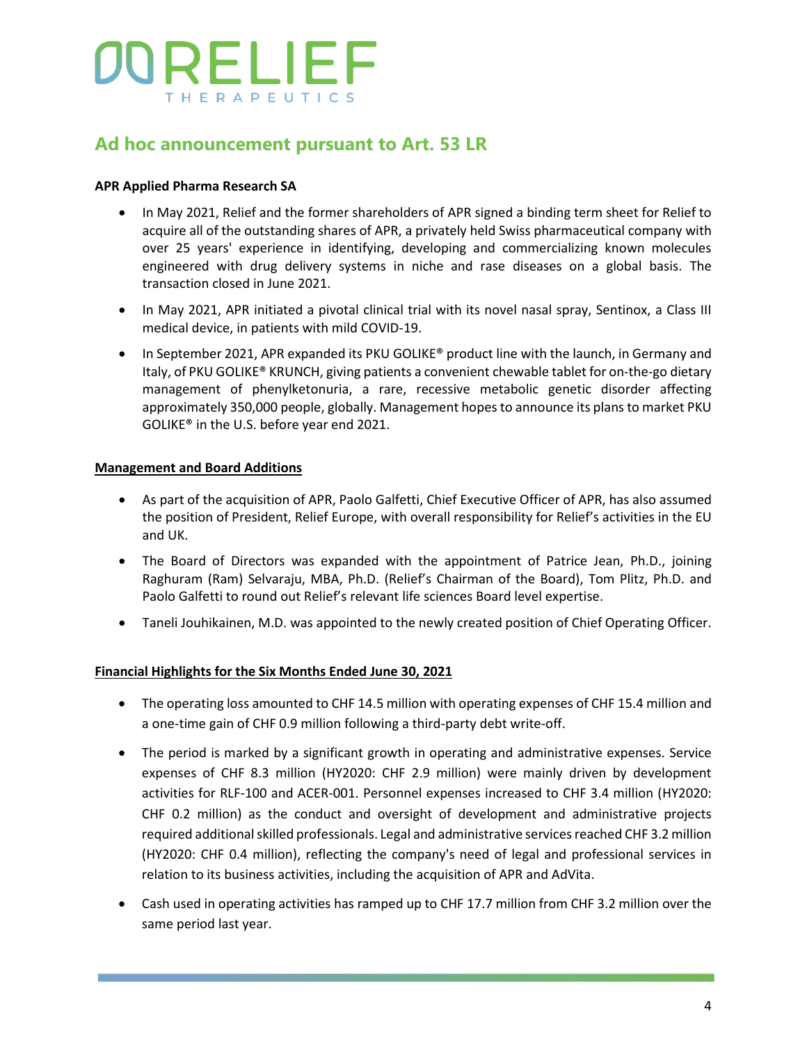# RELIEF THERAPEUTICS

## Ad hoc announcement pursuant to Art. 53 LR

**APR Applied Pharma Research SA**

- In May 2021, Relief and the former shareholders of APR signed a binding term sheet for Relief to acquire all of the outstanding shares of APR, a privately held Swiss pharmaceutical company with over 25 years' experience in identifying, developing and commercializing known molecules engineered with drug delivery systems in niche and rase diseases on a global basis. The transaction closed in June 2021.
- In May 2021, APR initiated a pivotal clinical trial with its novel nasal spray, Sentinox, a Class III medical device, in patients with mild COVID-19.
- In September 2021, APR expanded its PKU GOLIKE® product line with the launch, in Germany and Italy, of PKU GOLIKE® KRUNCH, giving patients a convenient chewable tablet for on-the-go dietary management of phenylketonuria, a rare, recessive metabolic genetic disorder affecting approximately 350,000 people, globally. Management hopes to announce its plans to market PKU GOLIKE® in the U.S. before year end 2021.

**Management and Board Additions**

- As part of the acquisition of APR, Paolo Galfetti, Chief Executive Officer of APR, has also assumed the position of President, Relief Europe, with overall responsibility for Relief's activities in the EU and UK.
- The Board of Directors was expanded with the appointment of Patrice Jean, Ph.D., joining Raghuram (Ram) Selvaraju, MBA, Ph.D. (Relief's Chairman of the Board), Tom Plitz, Ph.D. and Paolo Galfetti to round out Relief's relevant life sciences Board level expertise.
- Taneli Jouhikainen, M.D. was appointed to the newly created position of Chief Operating Officer.

**Financial Highlights for the Six Months Ended June 30, 2021**

- The operating loss amounted to CHF 14.5 million with operating expenses of CHF 15.4 million and a one-time gain of CHF 0.9 million following a third-party debt write-off.
- The period is marked by a significant growth in operating and administrative expenses. Service expenses of CHF 8.3 million (HY2020: CHF 2.9 million) were mainly driven by development activities for RLF-100 and ACER-001. Personnel expenses increased to CHF 3.4 million (HY2020: CHF 0.2 million) as the conduct and oversight of development and administrative projects required additional skilled professionals. Legal and administrative services reached CHF 3.2 million (HY2020: CHF 0.4 million), reflecting the company's need of legal and professional services in relation to its business activities, including the acquisition of APR and AdVita.
- Cash used in operating activities has ramped up to CHF 17.7 million from CHF 3.2 million over the same period last year.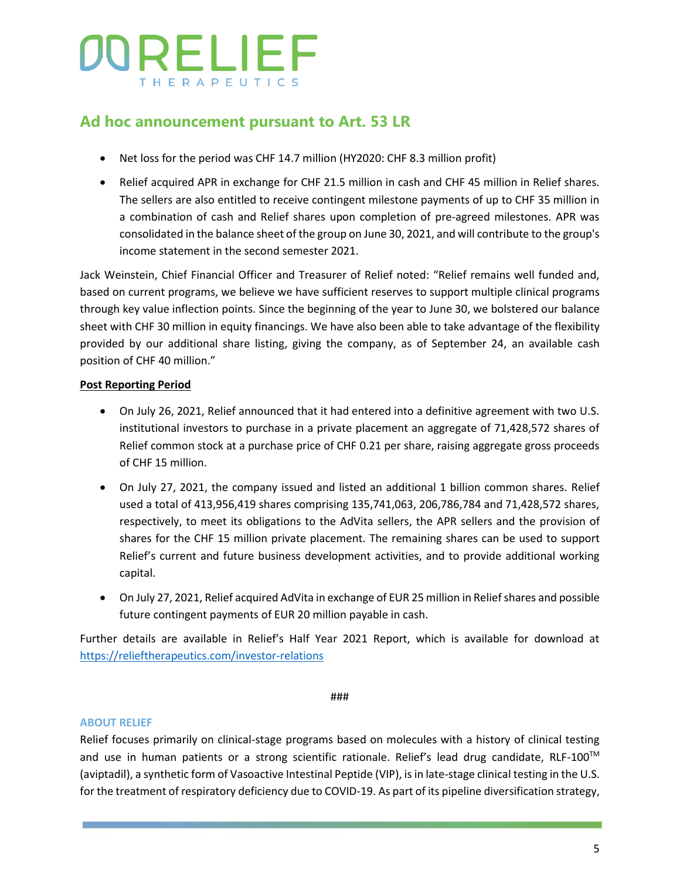## Ad hoc announcement pursuant to Art. 53 LR

- Net loss for the period was CHF 14.7 million (HY2020: CHF 8.3 million profit)
- Relief acquired APR in exchange for CHF 21.5 million in cash and CHF 45 million in Relief shares. The sellers are also entitled to receive contingent milestone payments of up to CHF 35 million in a combination of cash and Relief shares upon completion of pre-agreed milestones. APR was consolidated in the balance sheet of the group on June 30, 2021, and will contribute to the group's income statement in the second semester 2021.

Jack Weinstein, Chief Financial Officer and Treasurer of Relief noted: "Relief remains well funded and, based on current programs, we believe we have sufficient reserves to support multiple clinical programs through key value inflection points. Since the beginning of the year to June 30, we bolstered our balance sheet with CHF 30 million in equity financings. We have also been able to take advantage of the flexibility provided by our additional share listing, giving the company, as of September 24, an available cash position of CHF 40 million."

**Post Reporting Period**

- On July 26, 2021, Relief announced that it had entered into a definitive agreement with two U.S. institutional investors to purchase in a private placement an aggregate of 71,428,572 shares of Relief common stock at a purchase price of CHF 0.21 per share, raising aggregate gross proceeds of CHF 15 million.
- On July 27, 2021, the company issued and listed an additional 1 billion common shares. Relief used a total of 413,956,419 shares comprising 135,741,063, 206,786,784 and 71,428,572 shares, respectively, to meet its obligations to the AdVita sellers, the APR sellers and the provision of shares for the CHF 15 million private placement. The remaining shares can be used to support Relief's current and future business development activities, and to provide additional working capital.
- On July 27, 2021, Relief acquired AdVita in exchange of EUR 25 million in Relief shares and possible future contingent payments of EUR 20 million payable in cash.

Further details are available in Relief's Half Year 2021 Report, which is available for download at https://relieftherapeutics.com/investor-relations

###

### ABOUT RELIEF

Relief focuses primarily on clinical-stage programs based on molecules with a history of clinical testing and use in human patients or a strong scientific rationale. Relief's lead drug candidate, RLF-100™ (aviptadil), a synthetic form of Vasoactive Intestinal Peptide (VIP), is in late-stage clinical testing in the U.S. for the treatment of respiratory deficiency due to COVID-19. As part of its pipeline diversification strategy,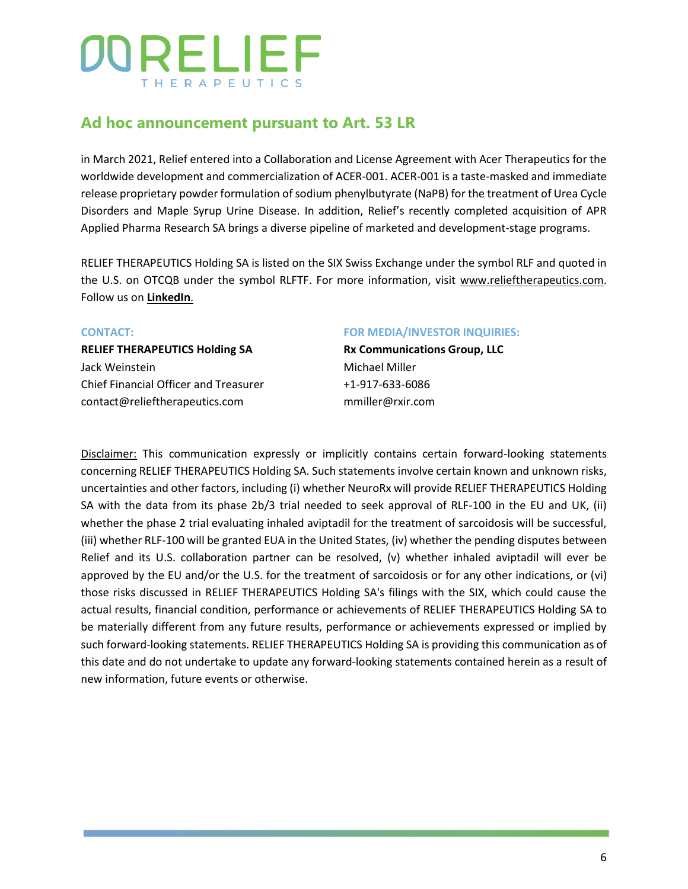## Ad hoc announcement pursuant to Art. 53 LR

in March 2021, Relief entered into a Collaboration and License Agreement with Acer Therapeutics for the worldwide development and commercialization of ACER-001. ACER-001 is a taste-masked and immediate release proprietary powder formulation of sodium phenylbutyrate (NaPB) for the treatment of Urea Cycle Disorders and Maple Syrup Urine Disease. In addition, Relief's recently completed acquisition of APR Applied Pharma Research SA brings a diverse pipeline of marketed and development-stage programs.

RELIEF THERAPEUTICS Holding SA is listed on the SIX Swiss Exchange under the symbol RLF and quoted in the U.S. on OTCQB under the symbol RLFTF. For more information, visit www.relieftherapeutics.com. Follow us on **LinkedIn**.

**CONTACT:**

**RELIEF THERAPEUTICS Holding SA**
Jack Weinstein
Chief Financial Officer and Treasurer
contact@relieftherapeutics.com

**FOR MEDIA/INVESTOR INQUIRIES:**

**Rx Communications Group, LLC**
Michael Miller
+1-917-633-6086
mmiller@rxir.com

Disclaimer: This communication expressly or implicitly contains certain forward-looking statements concerning RELIEF THERAPEUTICS Holding SA. Such statements involve certain known and unknown risks, uncertainties and other factors, including (i) whether NeuroRx will provide RELIEF THERAPEUTICS Holding SA with the data from its phase 2b/3 trial needed to seek approval of RLF-100 in the EU and UK, (ii) whether the phase 2 trial evaluating inhaled aviptadil for the treatment of sarcoidosis will be successful, (iii) whether RLF-100 will be granted EUA in the United States, (iv) whether the pending disputes between Relief and its U.S. collaboration partner can be resolved, (v) whether inhaled aviptadil will ever be approved by the EU and/or the U.S. for the treatment of sarcoidosis or for any other indications, or (vi) those risks discussed in RELIEF THERAPEUTICS Holding SA's filings with the SIX, which could cause the actual results, financial condition, performance or achievements of RELIEF THERAPEUTICS Holding SA to be materially different from any future results, performance or achievements expressed or implied by such forward-looking statements. RELIEF THERAPEUTICS Holding SA is providing this communication as of this date and do not undertake to update any forward-looking statements contained herein as a result of new information, future events or otherwise.